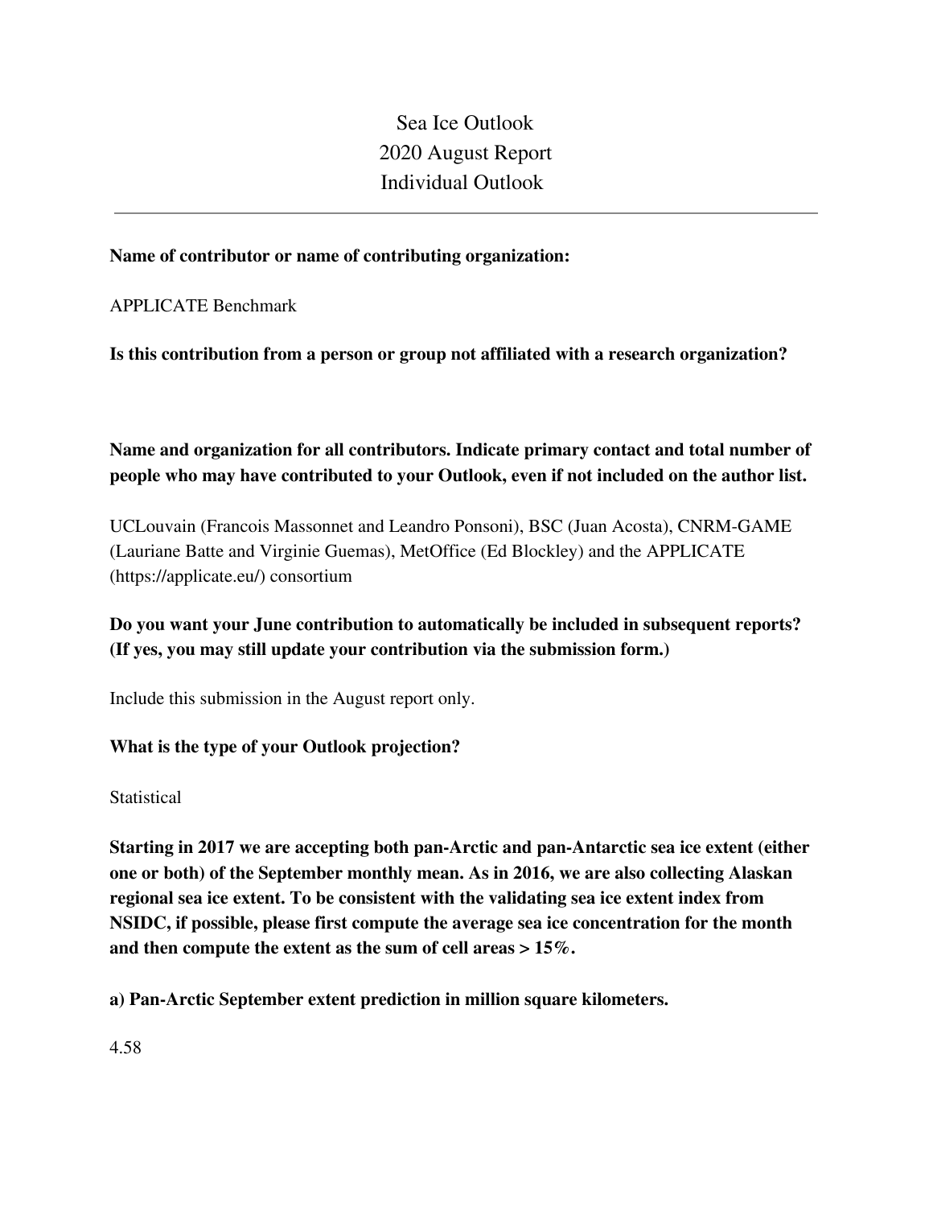# Sea Ice Outlook
# 2020 August Report
# Individual Outlook

---

**Name of contributor or name of contributing organization:**

APPLICATE Benchmark

**Is this contribution from a person or group not affiliated with a research organization?**

**Name and organization for all contributors. Indicate primary contact and total number of people who may have contributed to your Outlook, even if not included on the author list.**

UCLouvain (Francois Massonnet and Leandro Ponsoni), BSC (Juan Acosta), CNRM-GAME (Lauriane Batte and Virginie Guemas), MetOffice (Ed Blockley) and the APPLICATE (https://applicate.eu/) consortium

**Do you want your June contribution to automatically be included in subsequent reports? (If yes, you may still update your contribution via the submission form.)**

Include this submission in the August report only.

**What is the type of your Outlook projection?**

Statistical

**Starting in 2017 we are accepting both pan-Arctic and pan-Antarctic sea ice extent (either one or both) of the September monthly mean. As in 2016, we are also collecting Alaskan regional sea ice extent. To be consistent with the validating sea ice extent index from NSIDC, if possible, please first compute the average sea ice concentration for the month and then compute the extent as the sum of cell areas > 15%.**

**a) Pan-Arctic September extent prediction in million square kilometers.**

4.58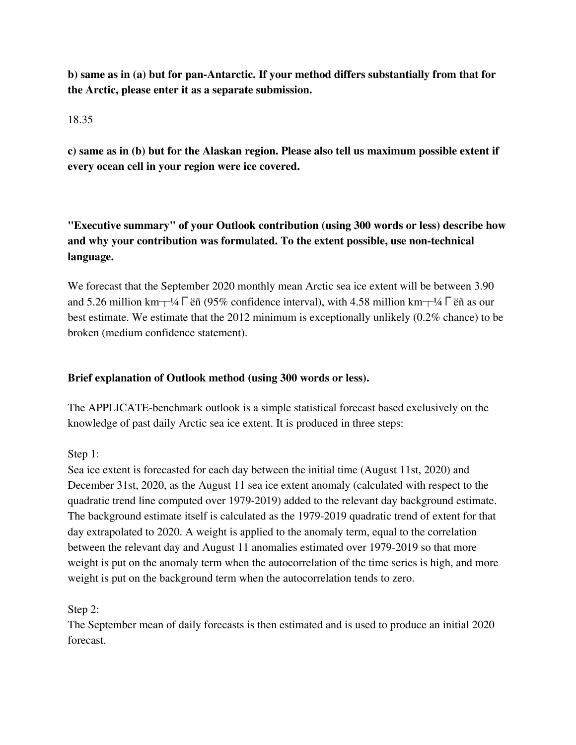**b) same as in (a) but for pan-Antarctic. If your method differs substantially from that for the Arctic, please enter it as a separate submission.**

18.35

**c) same as in (b) but for the Alaskan region. Please also tell us maximum possible extent if every ocean cell in your region were ice covered.**

**"Executive summary" of your Outlook contribution (using 300 words or less) describe how and why your contribution was formulated. To the extent possible, use non-technical language.**

We forecast that the September 2020 monthly mean Arctic sea ice extent will be between 3.90 and 5.26 million km┬¼Γëñ (95% confidence interval), with 4.58 million km┬¼Γëñ as our best estimate. We estimate that the 2012 minimum is exceptionally unlikely (0.2% chance) to be broken (medium confidence statement).

**Brief explanation of Outlook method (using 300 words or less).**

The APPLICATE-benchmark outlook is a simple statistical forecast based exclusively on the knowledge of past daily Arctic sea ice extent. It is produced in three steps:

Step 1:
Sea ice extent is forecasted for each day between the initial time (August 11st, 2020) and December 31st, 2020, as the August 11 sea ice extent anomaly (calculated with respect to the quadratic trend line computed over 1979-2019) added to the relevant day background estimate. The background estimate itself is calculated as the 1979-2019 quadratic trend of extent for that day extrapolated to 2020. A weight is applied to the anomaly term, equal to the correlation between the relevant day and August 11 anomalies estimated over 1979-2019 so that more weight is put on the anomaly term when the autocorrelation of the time series is high, and more weight is put on the background term when the autocorrelation tends to zero.

Step 2:
The September mean of daily forecasts is then estimated and is used to produce an initial 2020 forecast.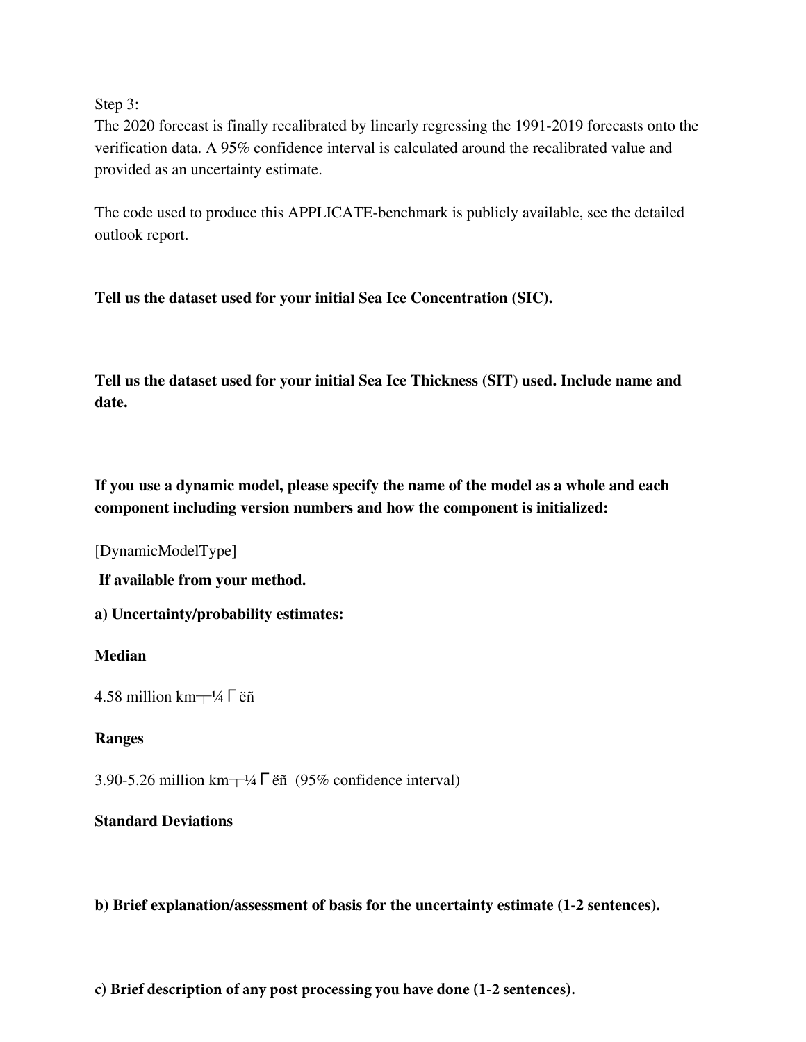Step 3:
The 2020 forecast is finally recalibrated by linearly regressing the 1991-2019 forecasts onto the verification data. A 95% confidence interval is calculated around the recalibrated value and provided as an uncertainty estimate.

The code used to produce this APPLICATE-benchmark is publicly available, see the detailed outlook report.

**Tell us the dataset used for your initial Sea Ice Concentration (SIC).**

**Tell us the dataset used for your initial Sea Ice Thickness (SIT) used. Include name and date.**

**If you use a dynamic model, please specify the name of the model as a whole and each component including version numbers and how the component is initialized:**

[DynamicModelType]

**If available from your method.**

**a) Uncertainty/probability estimates:**

**Median**

4.58 million km┬¼ΓëÑ

**Ranges**

3.90-5.26 million km┬¼ΓëÑ (95% confidence interval)

**Standard Deviations**

**b) Brief explanation/assessment of basis for the uncertainty estimate (1-2 sentences).**

**c) Brief description of any post processing you have done (1-2 sentences).**